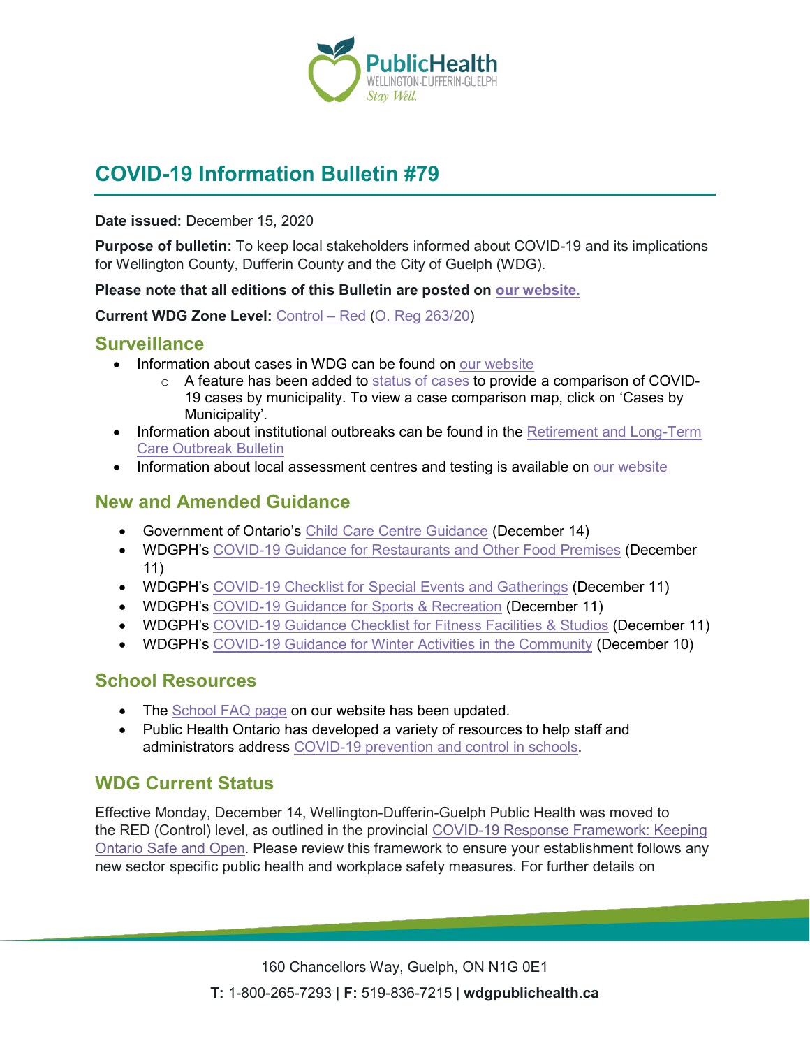# COVID-19 Information Bulletin #79

**Date issued:** December 15, 2020

**Purpose of bulletin:** To keep local stakeholders informed about COVID-19 and its implications for Wellington County, Dufferin County and the City of Guelph (WDG).

**Please note that all editions of this Bulletin are posted on our website.**

**Current WDG Zone Level:** Control – Red (O. Reg 263/20)

## Surveillance

- Information about cases in WDG can be found on our website
  - A feature has been added to status of cases to provide a comparison of COVID-19 cases by municipality. To view a case comparison map, click on 'Cases by Municipality'.
- Information about institutional outbreaks can be found in the Retirement and Long-Term Care Outbreak Bulletin
- Information about local assessment centres and testing is available on our website

## New and Amended Guidance

- Government of Ontario's Child Care Centre Guidance (December 14)
- WDGPH's COVID-19 Guidance for Restaurants and Other Food Premises (December 11)
- WDGPH's COVID-19 Checklist for Special Events and Gatherings (December 11)
- WDGPH's COVID-19 Guidance for Sports & Recreation (December 11)
- WDGPH's COVID-19 Guidance Checklist for Fitness Facilities & Studios (December 11)
- WDGPH's COVID-19 Guidance for Winter Activities in the Community (December 10)

## School Resources

- The School FAQ page on our website has been updated.
- Public Health Ontario has developed a variety of resources to help staff and administrators address COVID-19 prevention and control in schools.

## WDG Current Status

Effective Monday, December 14, Wellington-Dufferin-Guelph Public Health was moved to the RED (Control) level, as outlined in the provincial COVID-19 Response Framework: Keeping Ontario Safe and Open. Please review this framework to ensure your establishment follows any new sector specific public health and workplace safety measures. For further details on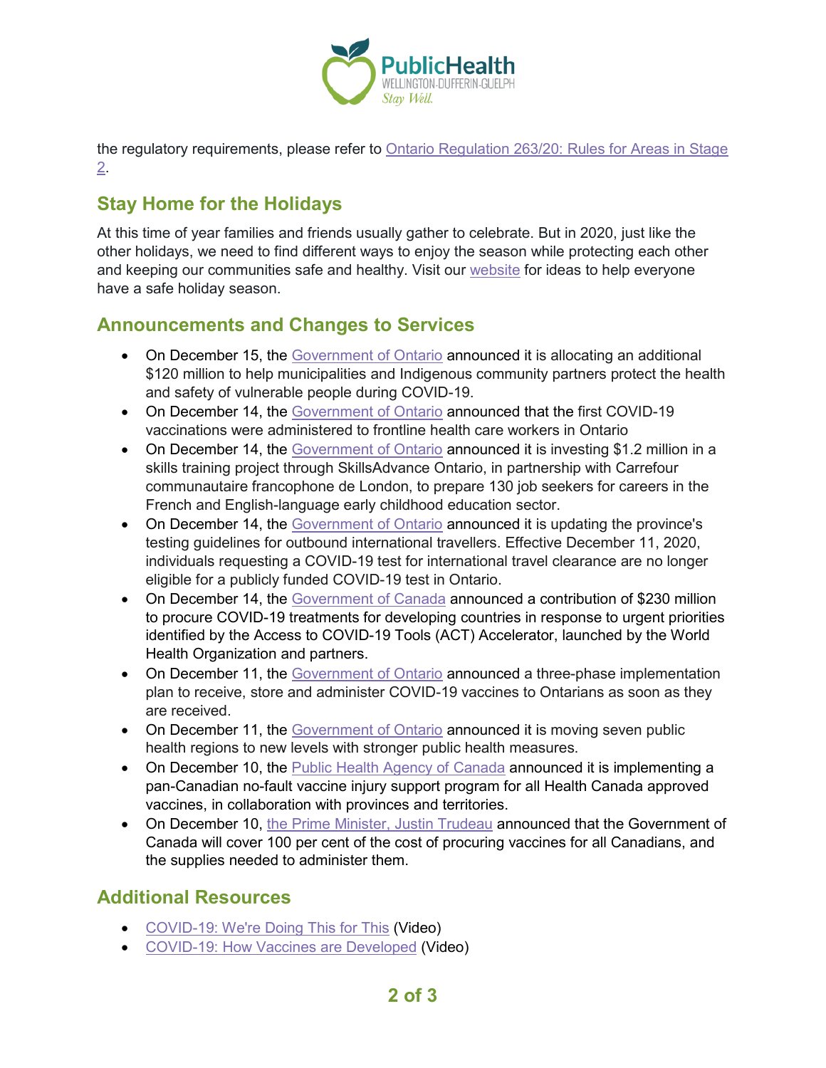the regulatory requirements, please refer to [Ontario Regulation 263/20: Rules for Areas in Stage 2]().

## Stay Home for the Holidays

At this time of year families and friends usually gather to celebrate. But in 2020, just like the other holidays, we need to find different ways to enjoy the season while protecting each other and keeping our communities safe and healthy. Visit our [website]() for ideas to help everyone have a safe holiday season.

## Announcements and Changes to Services

- On December 15, the [Government of Ontario]() announced it is allocating an additional $120 million to help municipalities and Indigenous community partners protect the health and safety of vulnerable people during COVID-19.
- On December 14, the [Government of Ontario]() announced that the first COVID-19 vaccinations were administered to frontline health care workers in Ontario
- On December 14, the [Government of Ontario]() announced it is investing $1.2 million in a skills training project through SkillsAdvance Ontario, in partnership with Carrefour communautaire francophone de London, to prepare 130 job seekers for careers in the French and English-language early childhood education sector.
- On December 14, the [Government of Ontario]() announced it is updating the province's testing guidelines for outbound international travellers. Effective December 11, 2020, individuals requesting a COVID-19 test for international travel clearance are no longer eligible for a publicly funded COVID-19 test in Ontario.
- On December 14, the [Government of Canada]() announced a contribution of $230 million to procure COVID-19 treatments for developing countries in response to urgent priorities identified by the Access to COVID-19 Tools (ACT) Accelerator, launched by the World Health Organization and partners.
- On December 11, the [Government of Ontario]() announced a three-phase implementation plan to receive, store and administer COVID-19 vaccines to Ontarians as soon as they are received.
- On December 11, the [Government of Ontario]() announced it is moving seven public health regions to new levels with stronger public health measures.
- On December 10, the [Public Health Agency of Canada]() announced it is implementing a pan-Canadian no-fault vaccine injury support program for all Health Canada approved vaccines, in collaboration with provinces and territories.
- On December 10, [the Prime Minister, Justin Trudeau]() announced that the Government of Canada will cover 100 per cent of the cost of procuring vaccines for all Canadians, and the supplies needed to administer them.

## Additional Resources

- [COVID-19: We're Doing This for This]() (Video)
- [COVID-19: How Vaccines are Developed]() (Video)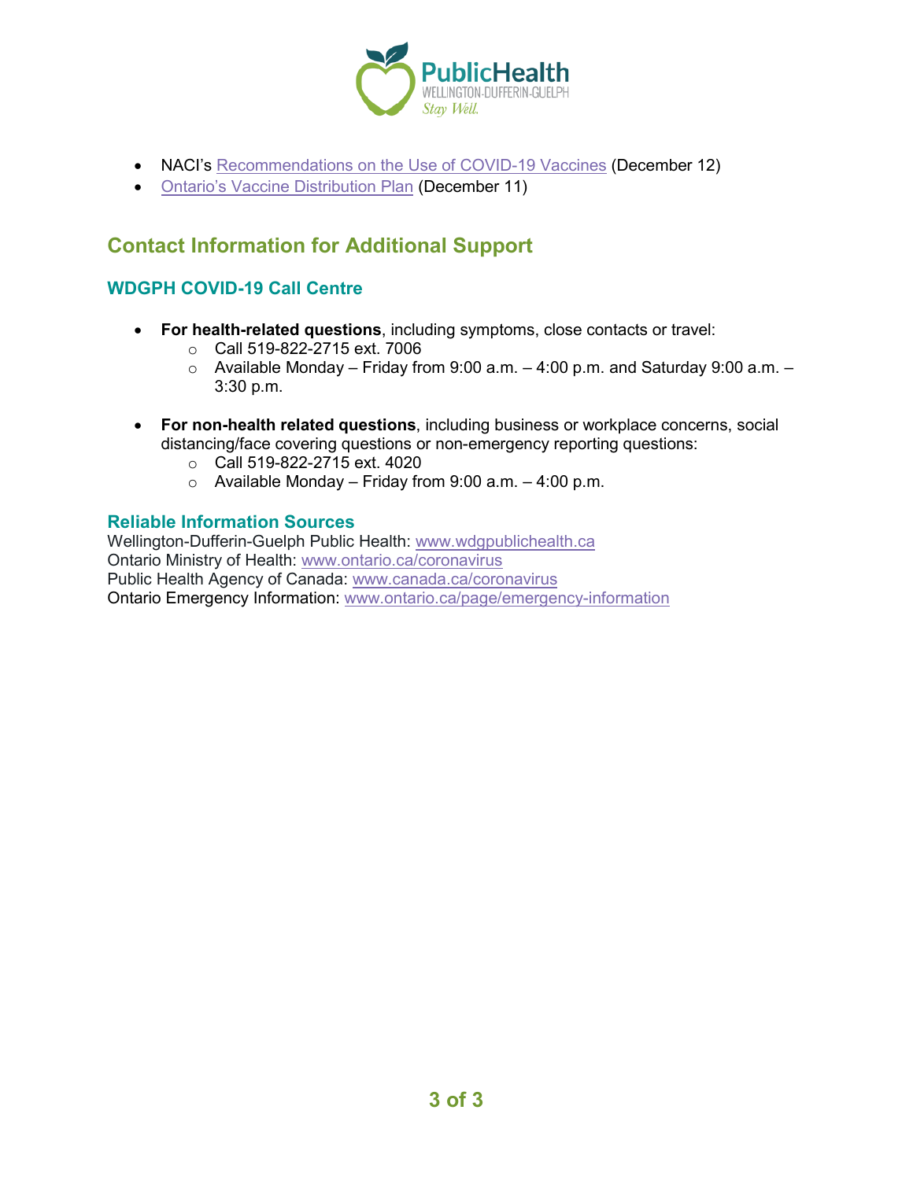- NACI's [Recommendations on the Use of COVID-19 Vaccines](#) (December 12)
- [Ontario's Vaccine Distribution Plan](#) (December 11)

## Contact Information for Additional Support

### WDGPH COVID-19 Call Centre

- **For health-related questions**, including symptoms, close contacts or travel:
  - Call 519-822-2715 ext. 7006
  - Available Monday – Friday from 9:00 a.m. – 4:00 p.m. and Saturday 9:00 a.m. – 3:30 p.m.

- **For non-health related questions**, including business or workplace concerns, social distancing/face covering questions or non-emergency reporting questions:
  - Call 519-822-2715 ext. 4020
  - Available Monday – Friday from 9:00 a.m. – 4:00 p.m.

### Reliable Information Sources

Wellington-Dufferin-Guelph Public Health: www.wdgpublichealth.ca
Ontario Ministry of Health: www.ontario.ca/coronavirus
Public Health Agency of Canada: www.canada.ca/coronavirus
Ontario Emergency Information: www.ontario.ca/page/emergency-information